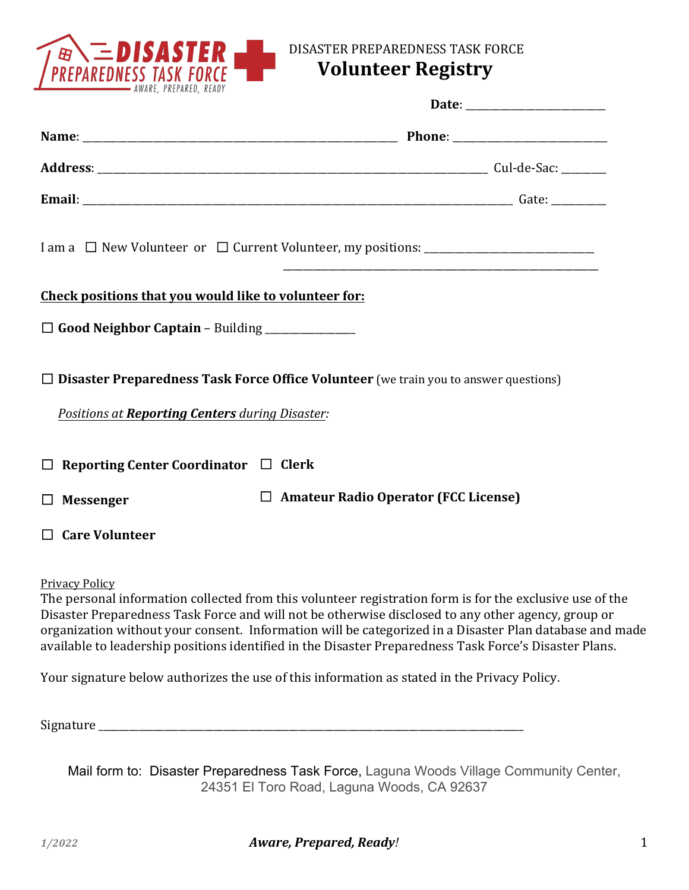DISASTER PREPAREDNESS TASK FORCE

# Volunteer Registry

**Date**: ______________________

**Name**: ______________________________________________ **Phone**: ________________________

**Address**: ________________________________________________________ Cul-de-Sac: _______

**Email**: ___________________________________________________________ Gate: ________

I am a ☐ New Volunteer or ☐ Current Volunteer, my positions: ____________________________
_______________________________________________

**Check positions that you would like to volunteer for:**

☐ **Good Neighbor Captain** – Building ______________

☐ **Disaster Preparedness Task Force Office Volunteer** (we train you to answer questions)

*Positions at **Reporting Centers** during Disaster:*

☐ **Reporting Center Coordinator** ☐ **Clerk**

☐ **Messenger** ☐ **Amateur Radio Operator (FCC License)**

☐ **Care Volunteer**

Privacy Policy

The personal information collected from this volunteer registration form is for the exclusive use of the Disaster Preparedness Task Force and will not be otherwise disclosed to any other agency, group or organization without your consent. Information will be categorized in a Disaster Plan database and made available to leadership positions identified in the Disaster Preparedness Task Force's Disaster Plans.

Your signature below authorizes the use of this information as stated in the Privacy Policy.

Signature ______________________________________________________________

Mail form to: Disaster Preparedness Task Force, Laguna Woods Village Community Center, 24351 El Toro Road, Laguna Woods, CA 92637

1/2022 *Aware, Prepared, Ready!*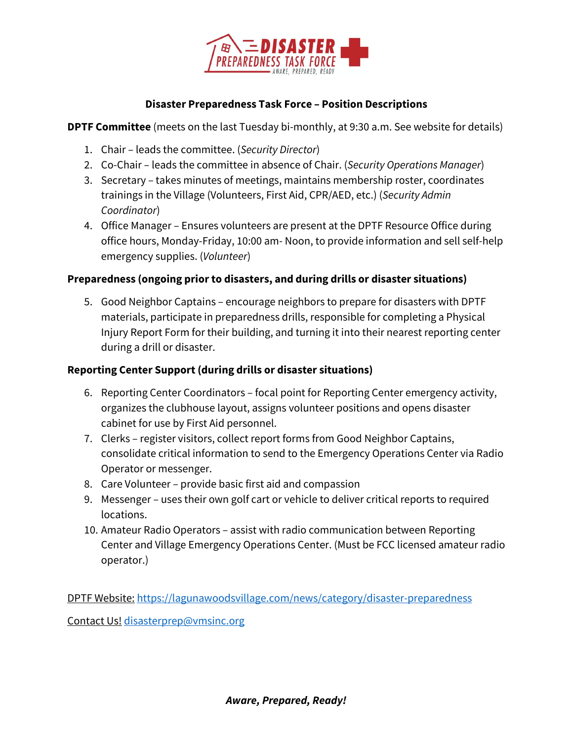**Disaster Preparedness Task Force – Position Descriptions**

**DPTF Committee** (meets on the last Tuesday bi-monthly, at 9:30 a.m. See website for details)

1. Chair – leads the committee. (*Security Director*)
2. Co-Chair – leads the committee in absence of Chair. (*Security Operations Manager*)
3. Secretary – takes minutes of meetings, maintains membership roster, coordinates trainings in the Village (Volunteers, First Aid, CPR/AED, etc.) (*Security Admin Coordinator*)
4. Office Manager – Ensures volunteers are present at the DPTF Resource Office during office hours, Monday-Friday, 10:00 am- Noon, to provide information and sell self-help emergency supplies. (*Volunteer*)

**Preparedness (ongoing prior to disasters, and during drills or disaster situations)**

5. Good Neighbor Captains – encourage neighbors to prepare for disasters with DPTF materials, participate in preparedness drills, responsible for completing a Physical Injury Report Form for their building, and turning it into their nearest reporting center during a drill or disaster.

**Reporting Center Support (during drills or disaster situations)**

6. Reporting Center Coordinators – focal point for Reporting Center emergency activity, organizes the clubhouse layout, assigns volunteer positions and opens disaster cabinet for use by First Aid personnel.
7. Clerks – register visitors, collect report forms from Good Neighbor Captains, consolidate critical information to send to the Emergency Operations Center via Radio Operator or messenger.
8. Care Volunteer – provide basic first aid and compassion
9. Messenger – uses their own golf cart or vehicle to deliver critical reports to required locations.
10. Amateur Radio Operators – assist with radio communication between Reporting Center and Village Emergency Operations Center. (Must be FCC licensed amateur radio operator.)

DPTF Website: https://lagunawoodsvillage.com/news/category/disaster-preparedness

Contact Us! disasterprep@vmsinc.org

***Aware, Prepared, Ready!***